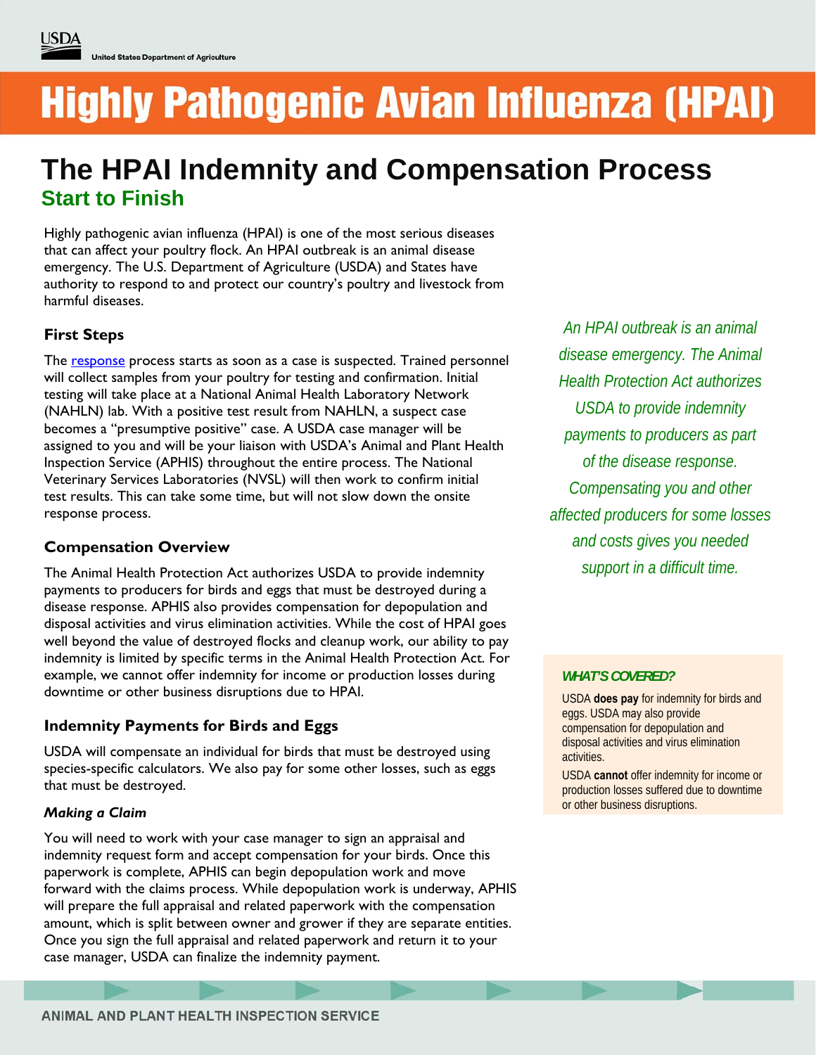USDA

United States Department of Agriculture

# Highly Pathogenic Avian Influenza (HPAI)

## The HPAI Indemnity and Compensation Process

### Start to Finish

Highly pathogenic avian influenza (HPAI) is one of the most serious diseases that can affect your poultry flock. An HPAI outbreak is an animal disease emergency. The U.S. Department of Agriculture (USDA) and States have authority to respond to and protect our country's poultry and livestock from harmful diseases.

*An HPAI outbreak is an animal disease emergency. The Animal Health Protection Act authorizes USDA to provide indemnity payments to producers as part of the disease response. Compensating you and other affected producers for some losses and costs gives you needed support in a difficult time.*

### First Steps

The response process starts as soon as a case is suspected. Trained personnel will collect samples from your poultry for testing and confirmation. Initial testing will take place at a National Animal Health Laboratory Network (NAHLN) lab. With a positive test result from NAHLN, a suspect case becomes a "presumptive positive" case. A USDA case manager will be assigned to you and will be your liaison with USDA's Animal and Plant Health Inspection Service (APHIS) throughout the entire process. The National Veterinary Services Laboratories (NVSL) will then work to confirm initial test results. This can take some time, but will not slow down the onsite response process.

### Compensation Overview

The Animal Health Protection Act authorizes USDA to provide indemnity payments to producers for birds and eggs that must be destroyed during a disease response. APHIS also provides compensation for depopulation and disposal activities and virus elimination activities. While the cost of HPAI goes well beyond the value of destroyed flocks and cleanup work, our ability to pay indemnity is limited by specific terms in the Animal Health Protection Act. For example, we cannot offer indemnity for income or production losses during downtime or other business disruptions due to HPAI.

### Indemnity Payments for Birds and Eggs

USDA will compensate an individual for birds that must be destroyed using species-specific calculators. We also pay for some other losses, such as eggs that must be destroyed.

#### *Making a Claim*

You will need to work with your case manager to sign an appraisal and indemnity request form and accept compensation for your birds. Once this paperwork is complete, APHIS can begin depopulation work and move forward with the claims process. While depopulation work is underway, APHIS will prepare the full appraisal and related paperwork with the compensation amount, which is split between owner and grower if they are separate entities. Once you sign the full appraisal and related paperwork and return it to your case manager, USDA can finalize the indemnity payment.

***WHAT'S COVERED?***

USDA **does pay** for indemnity for birds and eggs. USDA may also provide compensation for depopulation and disposal activities and virus elimination activities.

USDA **cannot** offer indemnity for income or production losses suffered due to downtime or other business disruptions.

ANIMAL AND PLANT HEALTH INSPECTION SERVICE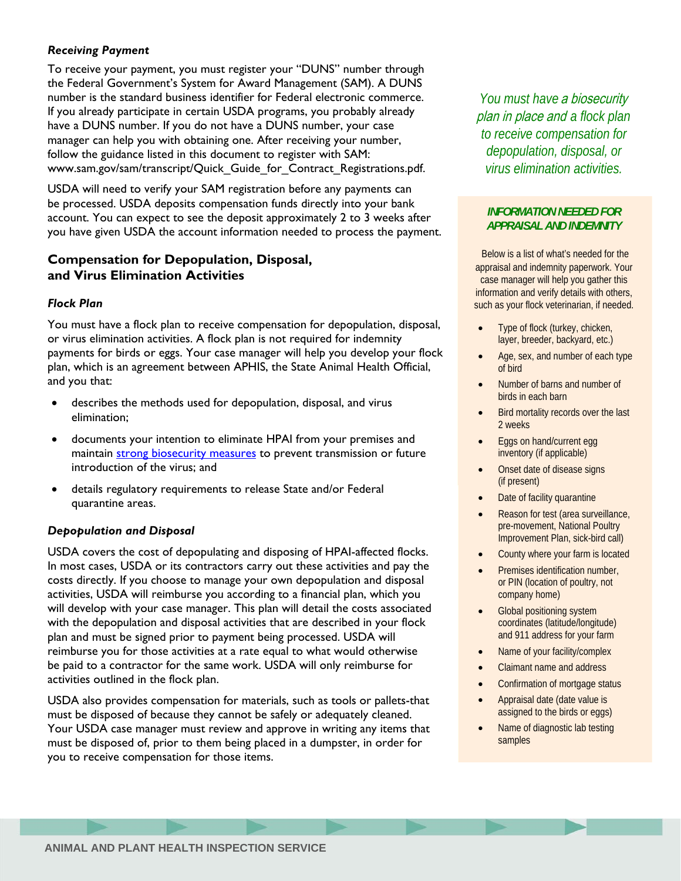### *Receiving Payment*

To receive your payment, you must register your "DUNS" number through the Federal Government's System for Award Management (SAM). A DUNS number is the standard business identifier for Federal electronic commerce. If you already participate in certain USDA programs, you probably already have a DUNS number. If you do not have a DUNS number, your case manager can help you with obtaining one. After receiving your number, follow the guidance listed in this document to register with SAM: www.sam.gov/sam/transcript/Quick_Guide_for_Contract_Registrations.pdf.

USDA will need to verify your SAM registration before any payments can be processed. USDA deposits compensation funds directly into your bank account. You can expect to see the deposit approximately 2 to 3 weeks after you have given USDA the account information needed to process the payment.

## Compensation for Depopulation, Disposal, and Virus Elimination Activities

### *Flock Plan*

You must have a flock plan to receive compensation for depopulation, disposal, or virus elimination activities. A flock plan is not required for indemnity payments for birds or eggs. Your case manager will help you develop your flock plan, which is an agreement between APHIS, the State Animal Health Official, and you that:

- describes the methods used for depopulation, disposal, and virus elimination;
- documents your intention to eliminate HPAI from your premises and maintain strong biosecurity measures to prevent transmission or future introduction of the virus; and
- details regulatory requirements to release State and/or Federal quarantine areas.

### *Depopulation and Disposal*

USDA covers the cost of depopulating and disposing of HPAI-affected flocks. In most cases, USDA or its contractors carry out these activities and pay the costs directly. If you choose to manage your own depopulation and disposal activities, USDA will reimburse you according to a financial plan, which you will develop with your case manager. This plan will detail the costs associated with the depopulation and disposal activities that are described in your flock plan and must be signed prior to payment being processed. USDA will reimburse you for those activities at a rate equal to what would otherwise be paid to a contractor for the same work. USDA will only reimburse for activities outlined in the flock plan.

USDA also provides compensation for materials, such as tools or pallets-that must be disposed of because they cannot be safely or adequately cleaned. Your USDA case manager must review and approve in writing any items that must be disposed of, prior to them being placed in a dumpster, in order for you to receive compensation for those items.

*You must have a biosecurity plan in place and a flock plan to receive compensation for depopulation, disposal, or virus elimination activities.*

***INFORMATION NEEDED FOR APPRAISAL AND INDEMNITY***

Below is a list of what's needed for the appraisal and indemnity paperwork. Your case manager will help you gather this information and verify details with others, such as your flock veterinarian, if needed.

- Type of flock (turkey, chicken, layer, breeder, backyard, etc.)
- Age, sex, and number of each type of bird
- Number of barns and number of birds in each barn
- Bird mortality records over the last 2 weeks
- Eggs on hand/current egg inventory (if applicable)
- Onset date of disease signs (if present)
- Date of facility quarantine
- Reason for test (area surveillance, pre-movement, National Poultry Improvement Plan, sick-bird call)
- County where your farm is located
- Premises identification number, or PIN (location of poultry, not company home)
- Global positioning system coordinates (latitude/longitude) and 911 address for your farm
- Name of your facility/complex
- Claimant name and address
- Confirmation of mortgage status
- Appraisal date (date value is assigned to the birds or eggs)
- Name of diagnostic lab testing samples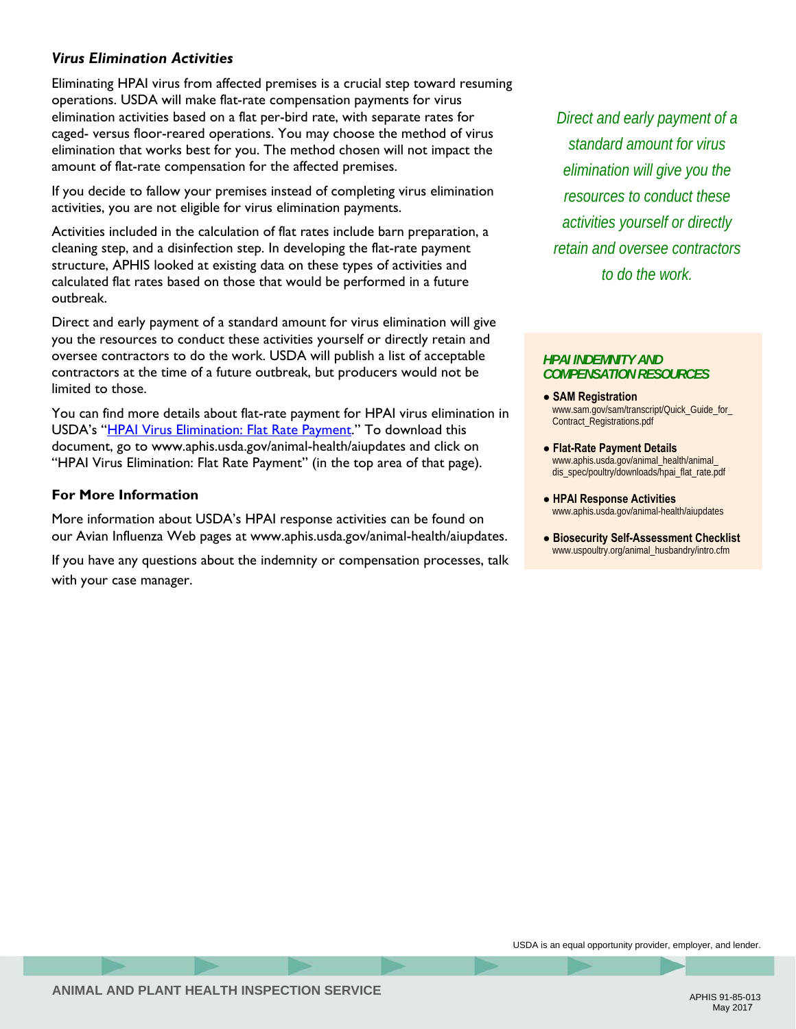### *Virus Elimination Activities*

Eliminating HPAI virus from affected premises is a crucial step toward resuming operations. USDA will make flat-rate compensation payments for virus elimination activities based on a flat per-bird rate, with separate rates for caged- versus floor-reared operations. You may choose the method of virus elimination that works best for you. The method chosen will not impact the amount of flat-rate compensation for the affected premises.

If you decide to fallow your premises instead of completing virus elimination activities, you are not eligible for virus elimination payments.

Activities included in the calculation of flat rates include barn preparation, a cleaning step, and a disinfection step. In developing the flat-rate payment structure, APHIS looked at existing data on these types of activities and calculated flat rates based on those that would be performed in a future outbreak.

Direct and early payment of a standard amount for virus elimination will give you the resources to conduct these activities yourself or directly retain and oversee contractors to do the work. USDA will publish a list of acceptable contractors at the time of a future outbreak, but producers would not be limited to those.

You can find more details about flat-rate payment for HPAI virus elimination in USDA's "HPAI Virus Elimination: Flat Rate Payment." To download this document, go to www.aphis.usda.gov/animal-health/aiupdates and click on "HPAI Virus Elimination: Flat Rate Payment" (in the top area of that page).

*Direct and early payment of a standard amount for virus elimination will give you the resources to conduct these activities yourself or directly retain and oversee contractors to do the work.*

### For More Information

More information about USDA's HPAI response activities can be found on our Avian Influenza Web pages at www.aphis.usda.gov/animal-health/aiupdates.

If you have any questions about the indemnity or compensation processes, talk with your case manager.

#### *HPAI INDEMNITY AND COMPENSATION RESOURCES*

- **SAM Registration**
  www.sam.gov/sam/transcript/Quick_Guide_for_Contract_Registrations.pdf
- **Flat-Rate Payment Details**
  www.aphis.usda.gov/animal_health/animal_dis_spec/poultry/downloads/hpai_flat_rate.pdf
- **HPAI Response Activities**
  www.aphis.usda.gov/animal-health/aiupdates
- **Biosecurity Self-Assessment Checklist**
  www.uspoultry.org/animal_husbandry/intro.cfm

USDA is an equal opportunity provider, employer, and lender.

ANIMAL AND PLANT HEALTH INSPECTION SERVICE

APHIS 91-85-013
May 2017